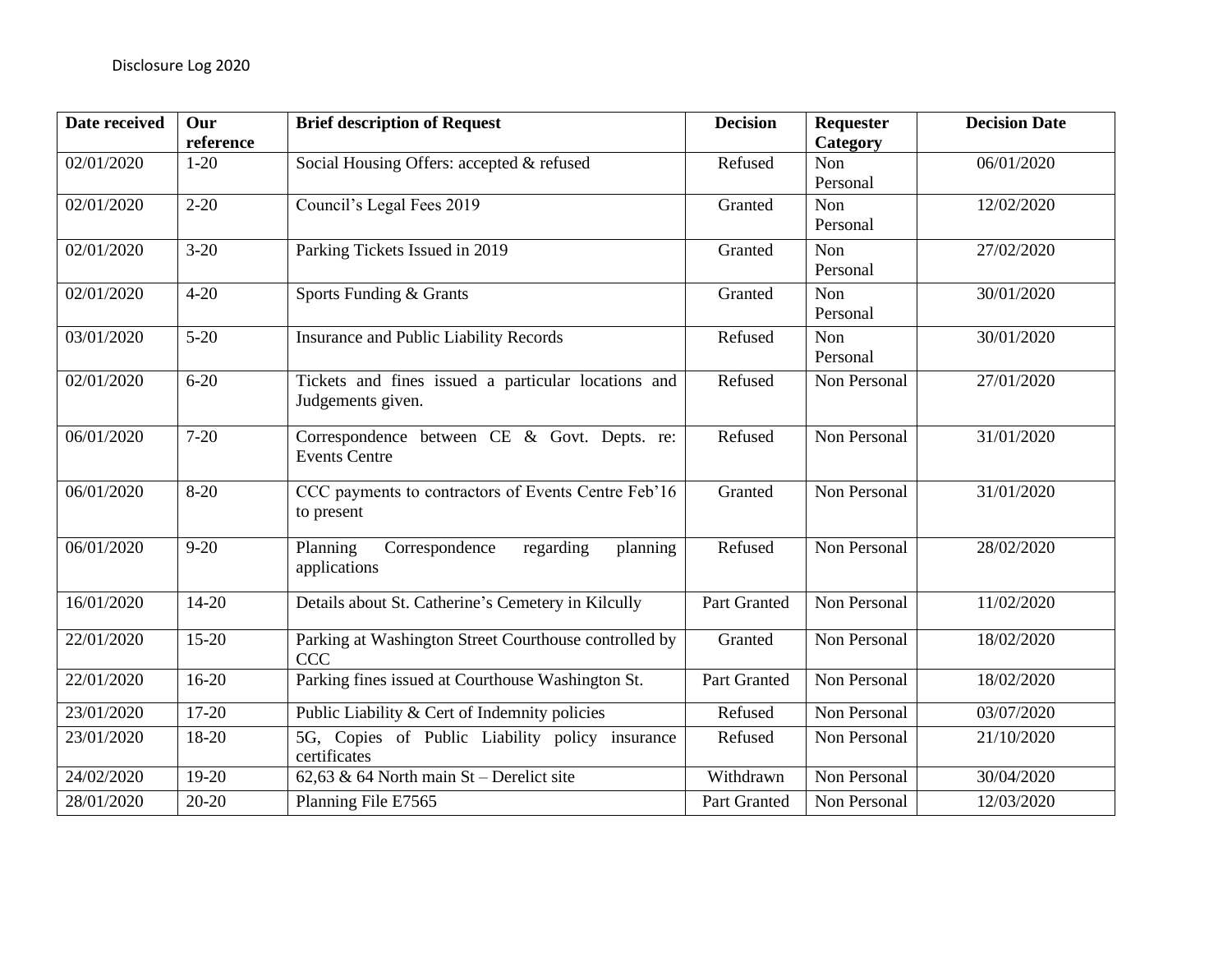Disclosure Log 2020

| Date received | Our reference | Brief description of Request | Decision | Requester Category | Decision Date |
|---|---|---|---|---|---|
| 02/01/2020 | 1-20 | Social Housing Offers: accepted & refused | Refused | Non Personal | 06/01/2020 |
| 02/01/2020 | 2-20 | Council's Legal Fees 2019 | Granted | Non Personal | 12/02/2020 |
| 02/01/2020 | 3-20 | Parking Tickets Issued in 2019 | Granted | Non Personal | 27/02/2020 |
| 02/01/2020 | 4-20 | Sports Funding & Grants | Granted | Non Personal | 30/01/2020 |
| 03/01/2020 | 5-20 | Insurance and Public Liability Records | Refused | Non Personal | 30/01/2020 |
| 02/01/2020 | 6-20 | Tickets and fines issued a particular locations and Judgements given. | Refused | Non Personal | 27/01/2020 |
| 06/01/2020 | 7-20 | Correspondence between CE & Govt. Depts. re: Events Centre | Refused | Non Personal | 31/01/2020 |
| 06/01/2020 | 8-20 | CCC payments to contractors of Events Centre Feb'16 to present | Granted | Non Personal | 31/01/2020 |
| 06/01/2020 | 9-20 | Planning Correspondence regarding planning applications | Refused | Non Personal | 28/02/2020 |
| 16/01/2020 | 14-20 | Details about St. Catherine's Cemetery in Kilcully | Part Granted | Non Personal | 11/02/2020 |
| 22/01/2020 | 15-20 | Parking at Washington Street Courthouse controlled by CCC | Granted | Non Personal | 18/02/2020 |
| 22/01/2020 | 16-20 | Parking fines issued at Courthouse Washington St. | Part Granted | Non Personal | 18/02/2020 |
| 23/01/2020 | 17-20 | Public Liability & Cert of Indemnity policies | Refused | Non Personal | 03/07/2020 |
| 23/01/2020 | 18-20 | 5G, Copies of Public Liability policy insurance certificates | Refused | Non Personal | 21/10/2020 |
| 24/02/2020 | 19-20 | 62,63 & 64 North main St – Derelict site | Withdrawn | Non Personal | 30/04/2020 |
| 28/01/2020 | 20-20 | Planning File E7565 | Part Granted | Non Personal | 12/03/2020 |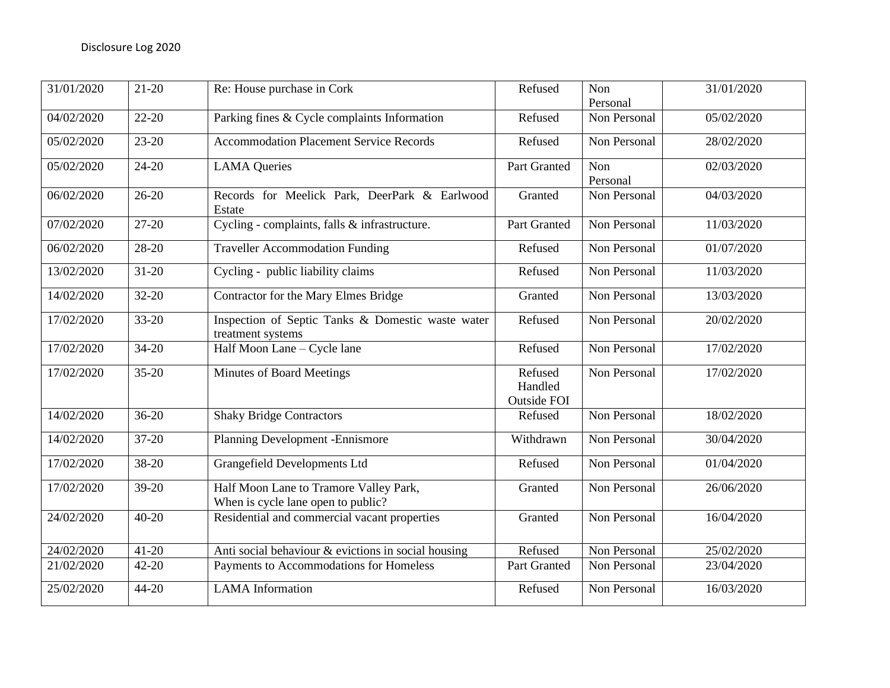Disclosure Log 2020

| | | | | | |
|---|---|---|---|---|---|
| 31/01/2020 | 21-20 | Re: House purchase in Cork | Refused | Non Personal | 31/01/2020 |
| 04/02/2020 | 22-20 | Parking fines & Cycle complaints Information | Refused | Non Personal | 05/02/2020 |
| 05/02/2020 | 23-20 | Accommodation Placement Service Records | Refused | Non Personal | 28/02/2020 |
| 05/02/2020 | 24-20 | LAMA Queries | Part Granted | Non Personal | 02/03/2020 |
| 06/02/2020 | 26-20 | Records for Meelick Park, DeerPark & Earlwood Estate | Granted | Non Personal | 04/03/2020 |
| 07/02/2020 | 27-20 | Cycling - complaints, falls & infrastructure. | Part Granted | Non Personal | 11/03/2020 |
| 06/02/2020 | 28-20 | Traveller Accommodation Funding | Refused | Non Personal | 01/07/2020 |
| 13/02/2020 | 31-20 | Cycling - public liability claims | Refused | Non Personal | 11/03/2020 |
| 14/02/2020 | 32-20 | Contractor for the Mary Elmes Bridge | Granted | Non Personal | 13/03/2020 |
| 17/02/2020 | 33-20 | Inspection of Septic Tanks & Domestic waste water treatment systems | Refused | Non Personal | 20/02/2020 |
| 17/02/2020 | 34-20 | Half Moon Lane – Cycle lane | Refused | Non Personal | 17/02/2020 |
| 17/02/2020 | 35-20 | Minutes of Board Meetings | Refused Handled Outside FOI | Non Personal | 17/02/2020 |
| 14/02/2020 | 36-20 | Shaky Bridge Contractors | Refused | Non Personal | 18/02/2020 |
| 14/02/2020 | 37-20 | Planning Development -Ennismore | Withdrawn | Non Personal | 30/04/2020 |
| 17/02/2020 | 38-20 | Grangefield Developments Ltd | Refused | Non Personal | 01/04/2020 |
| 17/02/2020 | 39-20 | Half Moon Lane to Tramore Valley Park, When is cycle lane open to public? | Granted | Non Personal | 26/06/2020 |
| 24/02/2020 | 40-20 | Residential and commercial vacant properties | Granted | Non Personal | 16/04/2020 |
| 24/02/2020 | 41-20 | Anti social behaviour & evictions in social housing | Refused | Non Personal | 25/02/2020 |
| 21/02/2020 | 42-20 | Payments to Accommodations for Homeless | Part Granted | Non Personal | 23/04/2020 |
| 25/02/2020 | 44-20 | LAMA Information | Refused | Non Personal | 16/03/2020 |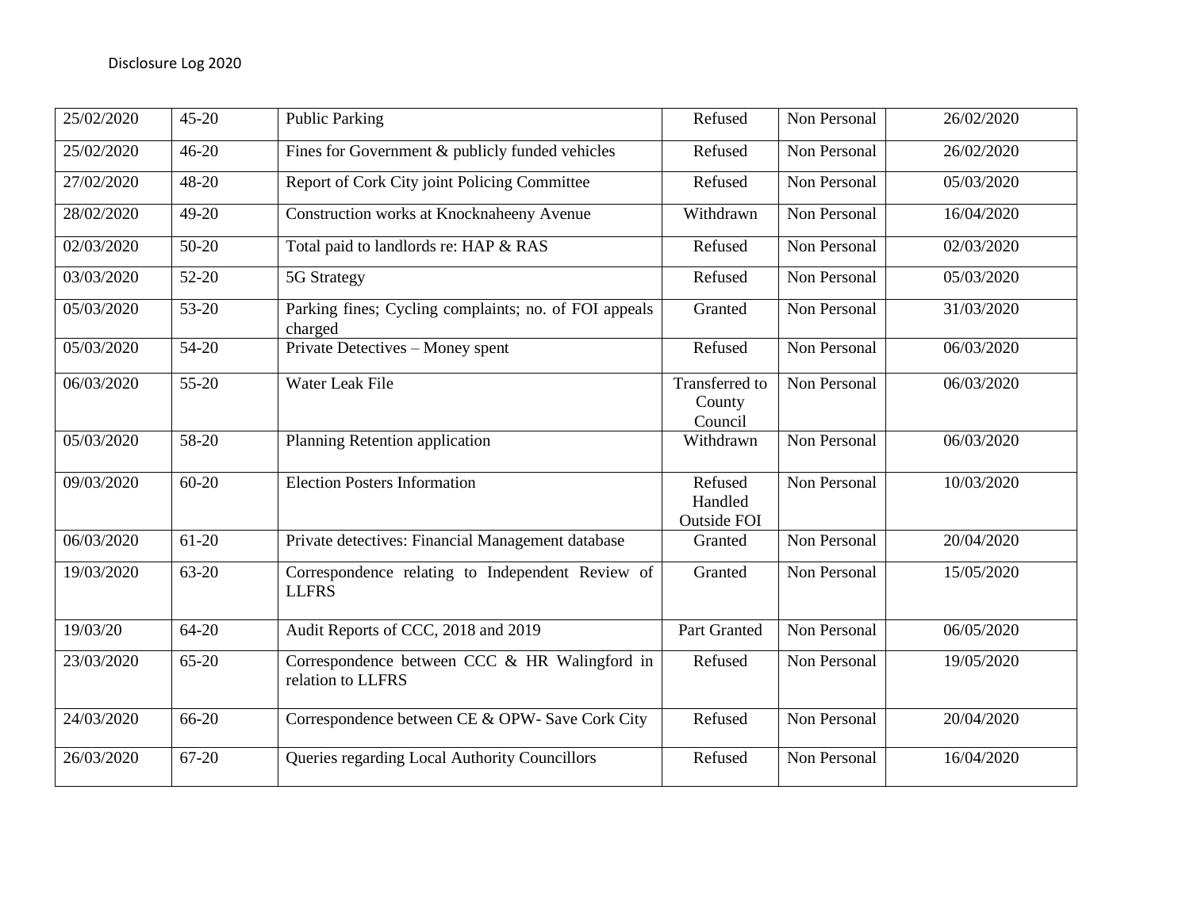Disclosure Log 2020

| | | | | | |
|---|---|---|---|---|---|
| 25/02/2020 | 45-20 | Public Parking | Refused | Non Personal | 26/02/2020 |
| 25/02/2020 | 46-20 | Fines for Government & publicly funded vehicles | Refused | Non Personal | 26/02/2020 |
| 27/02/2020 | 48-20 | Report of Cork City joint Policing Committee | Refused | Non Personal | 05/03/2020 |
| 28/02/2020 | 49-20 | Construction works at Knocknaheeny Avenue | Withdrawn | Non Personal | 16/04/2020 |
| 02/03/2020 | 50-20 | Total paid to landlords re: HAP & RAS | Refused | Non Personal | 02/03/2020 |
| 03/03/2020 | 52-20 | 5G Strategy | Refused | Non Personal | 05/03/2020 |
| 05/03/2020 | 53-20 | Parking fines; Cycling complaints; no. of FOI appeals charged | Granted | Non Personal | 31/03/2020 |
| 05/03/2020 | 54-20 | Private Detectives – Money spent | Refused | Non Personal | 06/03/2020 |
| 06/03/2020 | 55-20 | Water Leak File | Transferred to County Council | Non Personal | 06/03/2020 |
| 05/03/2020 | 58-20 | Planning Retention application | Withdrawn | Non Personal | 06/03/2020 |
| 09/03/2020 | 60-20 | Election Posters Information | Refused Handled Outside FOI | Non Personal | 10/03/2020 |
| 06/03/2020 | 61-20 | Private detectives: Financial Management database | Granted | Non Personal | 20/04/2020 |
| 19/03/2020 | 63-20 | Correspondence relating to Independent Review of LLFRS | Granted | Non Personal | 15/05/2020 |
| 19/03/20 | 64-20 | Audit Reports of CCC, 2018 and 2019 | Part Granted | Non Personal | 06/05/2020 |
| 23/03/2020 | 65-20 | Correspondence between CCC & HR Walingford in relation to LLFRS | Refused | Non Personal | 19/05/2020 |
| 24/03/2020 | 66-20 | Correspondence between CE & OPW- Save Cork City | Refused | Non Personal | 20/04/2020 |
| 26/03/2020 | 67-20 | Queries regarding Local Authority Councillors | Refused | Non Personal | 16/04/2020 |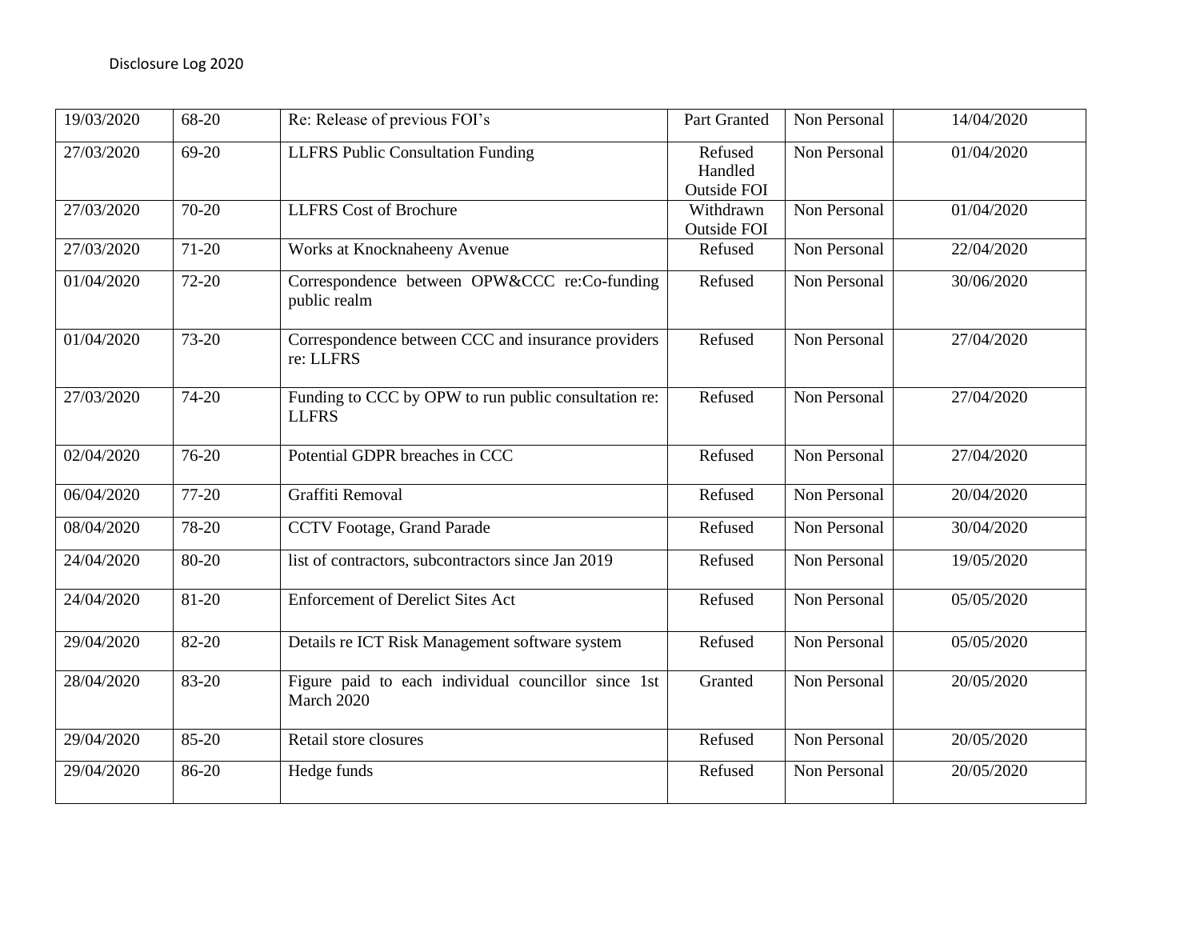Disclosure Log 2020

| 19/03/2020 | 68-20 | Re: Release of previous FOI's | Part Granted | Non Personal | 14/04/2020 |
|---|---|---|---|---|---|
| 27/03/2020 | 69-20 | LLFRS Public Consultation Funding | Refused Handled Outside FOI | Non Personal | 01/04/2020 |
| 27/03/2020 | 70-20 | LLFRS Cost of Brochure | Withdrawn Outside FOI | Non Personal | 01/04/2020 |
| 27/03/2020 | 71-20 | Works at Knocknaheeny Avenue | Refused | Non Personal | 22/04/2020 |
| 01/04/2020 | 72-20 | Correspondence between OPW&CCC re:Co-funding public realm | Refused | Non Personal | 30/06/2020 |
| 01/04/2020 | 73-20 | Correspondence between CCC and insurance providers re: LLFRS | Refused | Non Personal | 27/04/2020 |
| 27/03/2020 | 74-20 | Funding to CCC by OPW to run public consultation re: LLFRS | Refused | Non Personal | 27/04/2020 |
| 02/04/2020 | 76-20 | Potential GDPR breaches in CCC | Refused | Non Personal | 27/04/2020 |
| 06/04/2020 | 77-20 | Graffiti Removal | Refused | Non Personal | 20/04/2020 |
| 08/04/2020 | 78-20 | CCTV Footage, Grand Parade | Refused | Non Personal | 30/04/2020 |
| 24/04/2020 | 80-20 | list of contractors, subcontractors since Jan 2019 | Refused | Non Personal | 19/05/2020 |
| 24/04/2020 | 81-20 | Enforcement of Derelict Sites Act | Refused | Non Personal | 05/05/2020 |
| 29/04/2020 | 82-20 | Details re ICT Risk Management software system | Refused | Non Personal | 05/05/2020 |
| 28/04/2020 | 83-20 | Figure paid to each individual councillor since 1st March 2020 | Granted | Non Personal | 20/05/2020 |
| 29/04/2020 | 85-20 | Retail store closures | Refused | Non Personal | 20/05/2020 |
| 29/04/2020 | 86-20 | Hedge funds | Refused | Non Personal | 20/05/2020 |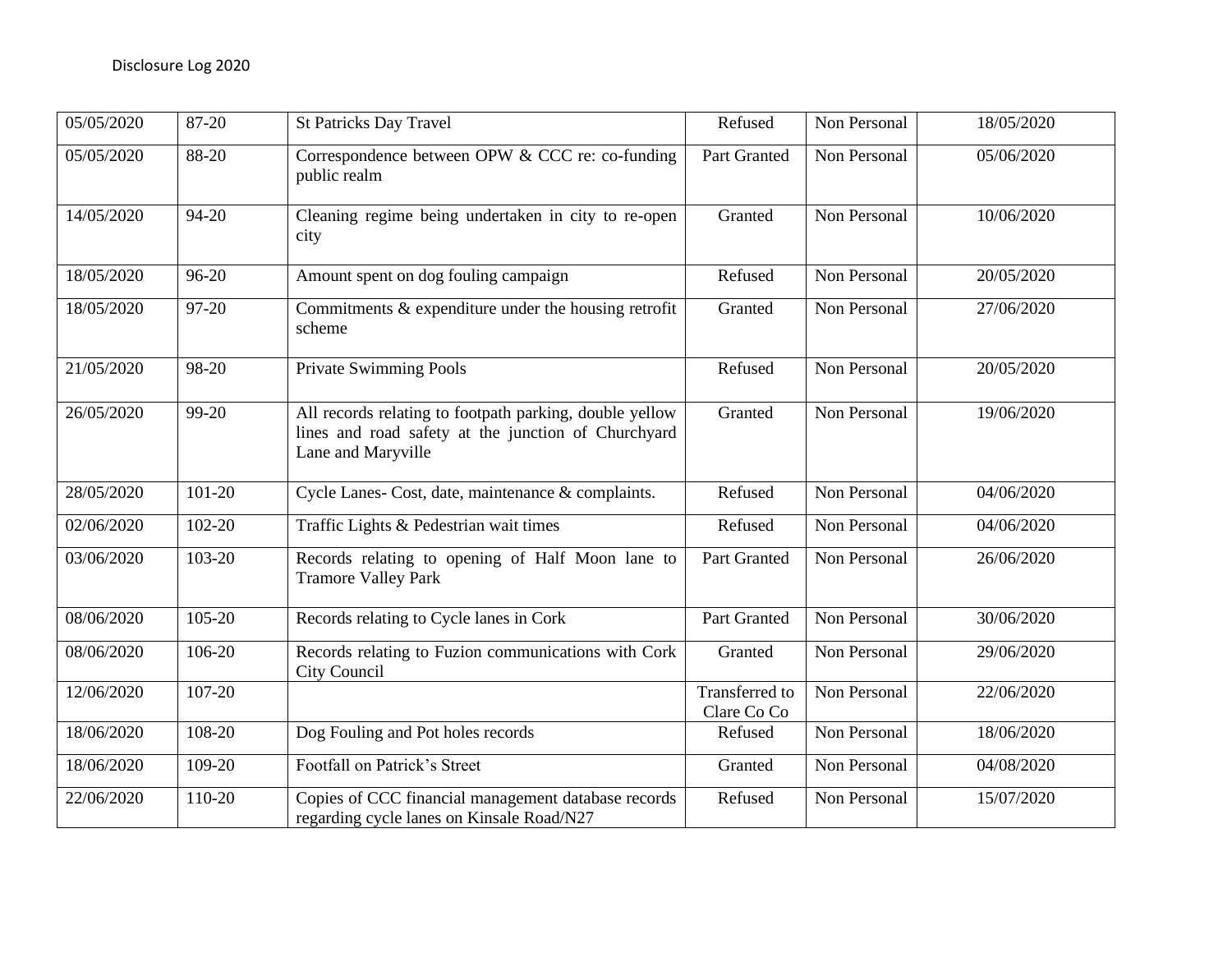| | | | | | |
|---|---|---|---|---|---|
| 05/05/2020 | 87-20 | St Patricks Day Travel | Refused | Non Personal | 18/05/2020 |
| 05/05/2020 | 88-20 | Correspondence between OPW & CCC re: co-funding public realm | Part Granted | Non Personal | 05/06/2020 |
| 14/05/2020 | 94-20 | Cleaning regime being undertaken in city to re-open city | Granted | Non Personal | 10/06/2020 |
| 18/05/2020 | 96-20 | Amount spent on dog fouling campaign | Refused | Non Personal | 20/05/2020 |
| 18/05/2020 | 97-20 | Commitments & expenditure under the housing retrofit scheme | Granted | Non Personal | 27/06/2020 |
| 21/05/2020 | 98-20 | Private Swimming Pools | Refused | Non Personal | 20/05/2020 |
| 26/05/2020 | 99-20 | All records relating to footpath parking, double yellow lines and road safety at the junction of Churchyard Lane and Maryville | Granted | Non Personal | 19/06/2020 |
| 28/05/2020 | 101-20 | Cycle Lanes- Cost, date, maintenance & complaints. | Refused | Non Personal | 04/06/2020 |
| 02/06/2020 | 102-20 | Traffic Lights & Pedestrian wait times | Refused | Non Personal | 04/06/2020 |
| 03/06/2020 | 103-20 | Records relating to opening of Half Moon lane to Tramore Valley Park | Part Granted | Non Personal | 26/06/2020 |
| 08/06/2020 | 105-20 | Records relating to Cycle lanes in Cork | Part Granted | Non Personal | 30/06/2020 |
| 08/06/2020 | 106-20 | Records relating to Fuzion communications with Cork City Council | Granted | Non Personal | 29/06/2020 |
| 12/06/2020 | 107-20 | | Transferred to Clare Co Co | Non Personal | 22/06/2020 |
| 18/06/2020 | 108-20 | Dog Fouling and Pot holes records | Refused | Non Personal | 18/06/2020 |
| 18/06/2020 | 109-20 | Footfall on Patrick's Street | Granted | Non Personal | 04/08/2020 |
| 22/06/2020 | 110-20 | Copies of CCC financial management database records regarding cycle lanes on Kinsale Road/N27 | Refused | Non Personal | 15/07/2020 |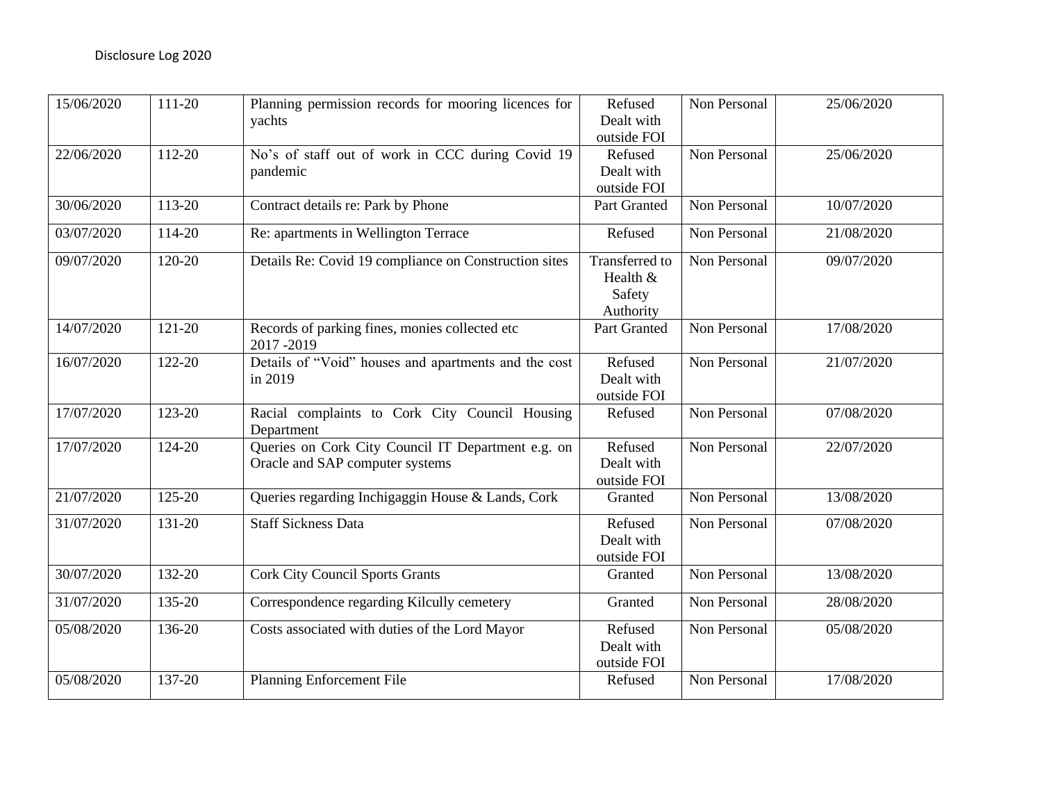| | | | | | |
|---|---|---|---|---|---|
| 15/06/2020 | 111-20 | Planning permission records for mooring licences for yachts | Refused Dealt with outside FOI | Non Personal | 25/06/2020 |
| 22/06/2020 | 112-20 | No's of staff out of work in CCC during Covid 19 pandemic | Refused Dealt with outside FOI | Non Personal | 25/06/2020 |
| 30/06/2020 | 113-20 | Contract details re: Park by Phone | Part Granted | Non Personal | 10/07/2020 |
| 03/07/2020 | 114-20 | Re: apartments in Wellington Terrace | Refused | Non Personal | 21/08/2020 |
| 09/07/2020 | 120-20 | Details Re: Covid 19 compliance on Construction sites | Transferred to Health & Safety Authority | Non Personal | 09/07/2020 |
| 14/07/2020 | 121-20 | Records of parking fines, monies collected etc 2017 -2019 | Part Granted | Non Personal | 17/08/2020 |
| 16/07/2020 | 122-20 | Details of "Void" houses and apartments and the cost in 2019 | Refused Dealt with outside FOI | Non Personal | 21/07/2020 |
| 17/07/2020 | 123-20 | Racial complaints to Cork City Council Housing Department | Refused | Non Personal | 07/08/2020 |
| 17/07/2020 | 124-20 | Queries on Cork City Council IT Department e.g. on Oracle and SAP computer systems | Refused Dealt with outside FOI | Non Personal | 22/07/2020 |
| 21/07/2020 | 125-20 | Queries regarding Inchigaggin House & Lands, Cork | Granted | Non Personal | 13/08/2020 |
| 31/07/2020 | 131-20 | Staff Sickness Data | Refused Dealt with outside FOI | Non Personal | 07/08/2020 |
| 30/07/2020 | 132-20 | Cork City Council Sports Grants | Granted | Non Personal | 13/08/2020 |
| 31/07/2020 | 135-20 | Correspondence regarding Kilcully cemetery | Granted | Non Personal | 28/08/2020 |
| 05/08/2020 | 136-20 | Costs associated with duties of the Lord Mayor | Refused Dealt with outside FOI | Non Personal | 05/08/2020 |
| 05/08/2020 | 137-20 | Planning Enforcement File | Refused | Non Personal | 17/08/2020 |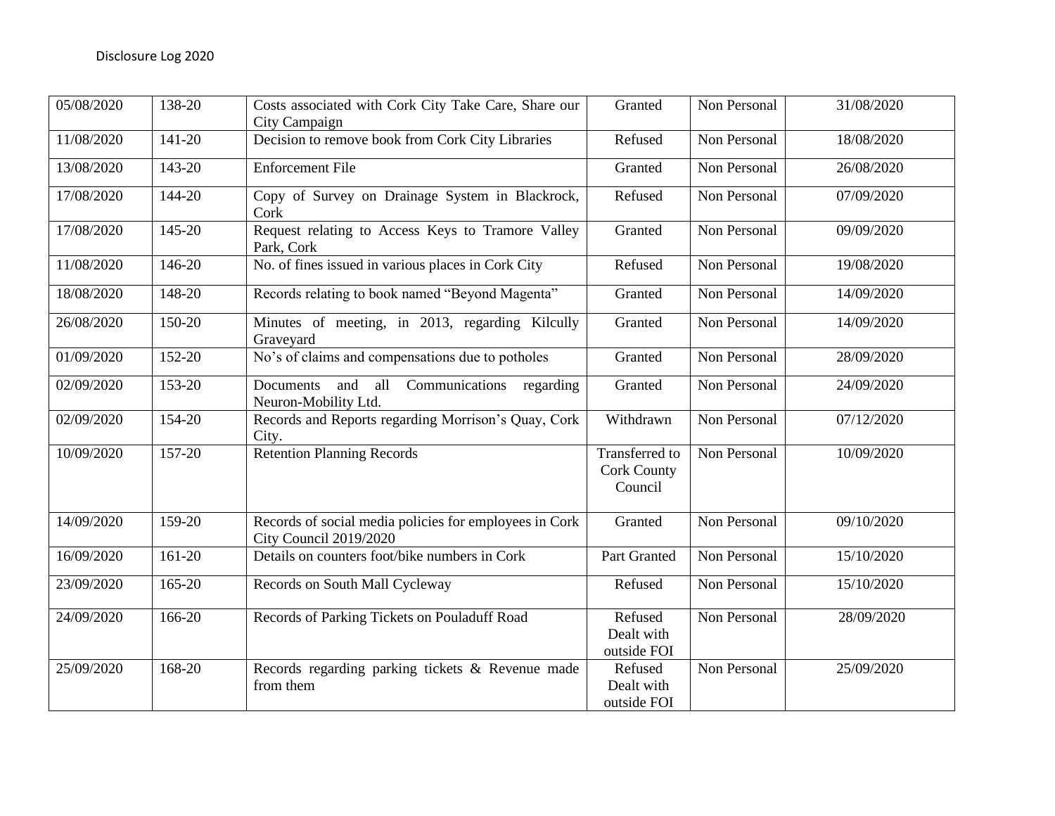Disclosure Log 2020

| | | | | | |
|---|---|---|---|---|---|
| 05/08/2020 | 138-20 | Costs associated with Cork City Take Care, Share our City Campaign | Granted | Non Personal | 31/08/2020 |
| 11/08/2020 | 141-20 | Decision to remove book from Cork City Libraries | Refused | Non Personal | 18/08/2020 |
| 13/08/2020 | 143-20 | Enforcement File | Granted | Non Personal | 26/08/2020 |
| 17/08/2020 | 144-20 | Copy of Survey on Drainage System in Blackrock, Cork | Refused | Non Personal | 07/09/2020 |
| 17/08/2020 | 145-20 | Request relating to Access Keys to Tramore Valley Park, Cork | Granted | Non Personal | 09/09/2020 |
| 11/08/2020 | 146-20 | No. of fines issued in various places in Cork City | Refused | Non Personal | 19/08/2020 |
| 18/08/2020 | 148-20 | Records relating to book named "Beyond Magenta" | Granted | Non Personal | 14/09/2020 |
| 26/08/2020 | 150-20 | Minutes of meeting, in 2013, regarding Kilcully Graveyard | Granted | Non Personal | 14/09/2020 |
| 01/09/2020 | 152-20 | No's of claims and compensations due to potholes | Granted | Non Personal | 28/09/2020 |
| 02/09/2020 | 153-20 | Documents and all Communications regarding Neuron-Mobility Ltd. | Granted | Non Personal | 24/09/2020 |
| 02/09/2020 | 154-20 | Records and Reports regarding Morrison's Quay, Cork City. | Withdrawn | Non Personal | 07/12/2020 |
| 10/09/2020 | 157-20 | Retention Planning Records | Transferred to Cork County Council | Non Personal | 10/09/2020 |
| 14/09/2020 | 159-20 | Records of social media policies for employees in Cork City Council 2019/2020 | Granted | Non Personal | 09/10/2020 |
| 16/09/2020 | 161-20 | Details on counters foot/bike numbers in Cork | Part Granted | Non Personal | 15/10/2020 |
| 23/09/2020 | 165-20 | Records on South Mall Cycleway | Refused | Non Personal | 15/10/2020 |
| 24/09/2020 | 166-20 | Records of Parking Tickets on Pouladuff Road | Refused Dealt with outside FOI | Non Personal | 28/09/2020 |
| 25/09/2020 | 168-20 | Records regarding parking tickets & Revenue made from them | Refused Dealt with outside FOI | Non Personal | 25/09/2020 |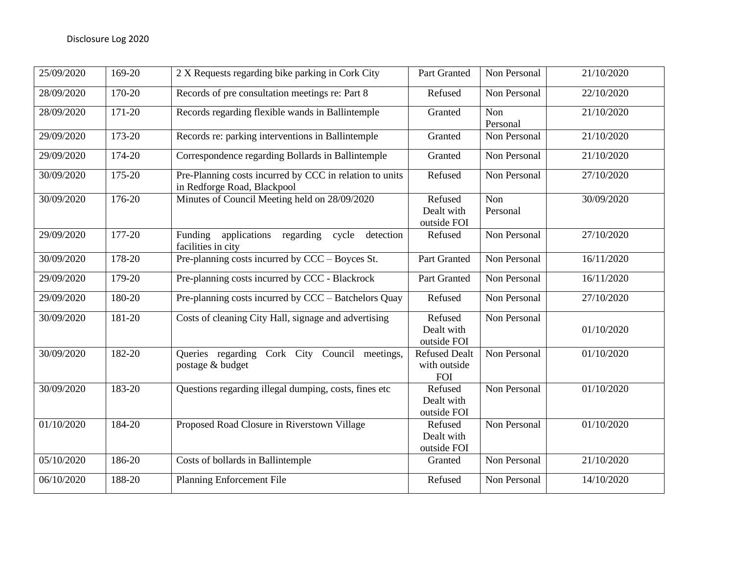Disclosure Log 2020

| | | | | | |
|---|---|---|---|---|---|
| 25/09/2020 | 169-20 | 2 X Requests regarding bike parking in Cork City | Part Granted | Non Personal | 21/10/2020 |
| 28/09/2020 | 170-20 | Records of pre consultation meetings re: Part 8 | Refused | Non Personal | 22/10/2020 |
| 28/09/2020 | 171-20 | Records regarding flexible wands in Ballintemple | Granted | Non Personal | 21/10/2020 |
| 29/09/2020 | 173-20 | Records re: parking interventions in Ballintemple | Granted | Non Personal | 21/10/2020 |
| 29/09/2020 | 174-20 | Correspondence regarding Bollards in Ballintemple | Granted | Non Personal | 21/10/2020 |
| 30/09/2020 | 175-20 | Pre-Planning costs incurred by CCC in relation to units in Redforge Road, Blackpool | Refused | Non Personal | 27/10/2020 |
| 30/09/2020 | 176-20 | Minutes of Council Meeting held on 28/09/2020 | Refused Dealt with outside FOI | Non Personal | 30/09/2020 |
| 29/09/2020 | 177-20 | Funding applications regarding cycle detection facilities in city | Refused | Non Personal | 27/10/2020 |
| 30/09/2020 | 178-20 | Pre-planning costs incurred by CCC – Boyces St. | Part Granted | Non Personal | 16/11/2020 |
| 29/09/2020 | 179-20 | Pre-planning costs incurred by CCC - Blackrock | Part Granted | Non Personal | 16/11/2020 |
| 29/09/2020 | 180-20 | Pre-planning costs incurred by CCC – Batchelors Quay | Refused | Non Personal | 27/10/2020 |
| 30/09/2020 | 181-20 | Costs of cleaning City Hall, signage and advertising | Refused Dealt with outside FOI | Non Personal | 01/10/2020 |
| 30/09/2020 | 182-20 | Queries regarding Cork City Council meetings, postage & budget | Refused Dealt with outside FOI | Non Personal | 01/10/2020 |
| 30/09/2020 | 183-20 | Questions regarding illegal dumping, costs, fines etc | Refused Dealt with outside FOI | Non Personal | 01/10/2020 |
| 01/10/2020 | 184-20 | Proposed Road Closure in Riverstown Village | Refused Dealt with outside FOI | Non Personal | 01/10/2020 |
| 05/10/2020 | 186-20 | Costs of bollards in Ballintemple | Granted | Non Personal | 21/10/2020 |
| 06/10/2020 | 188-20 | Planning Enforcement File | Refused | Non Personal | 14/10/2020 |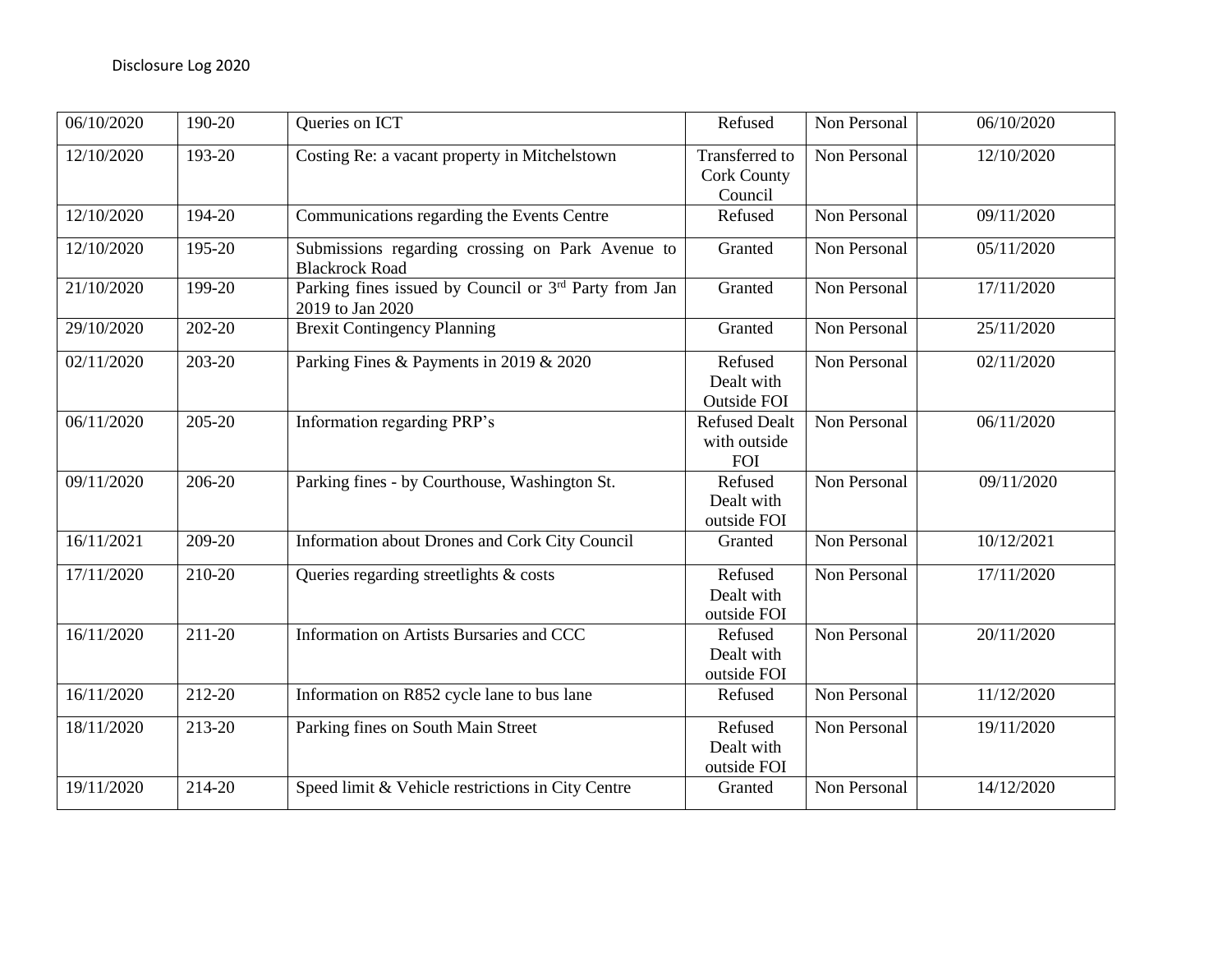Disclosure Log 2020

| | | | | | |
|---|---|---|---|---|---|
| 06/10/2020 | 190-20 | Queries on ICT | Refused | Non Personal | 06/10/2020 |
| 12/10/2020 | 193-20 | Costing Re: a vacant property in Mitchelstown | Transferred to Cork County Council | Non Personal | 12/10/2020 |
| 12/10/2020 | 194-20 | Communications regarding the Events Centre | Refused | Non Personal | 09/11/2020 |
| 12/10/2020 | 195-20 | Submissions regarding crossing on Park Avenue to Blackrock Road | Granted | Non Personal | 05/11/2020 |
| 21/10/2020 | 199-20 | Parking fines issued by Council or 3rd Party from Jan 2019 to Jan 2020 | Granted | Non Personal | 17/11/2020 |
| 29/10/2020 | 202-20 | Brexit Contingency Planning | Granted | Non Personal | 25/11/2020 |
| 02/11/2020 | 203-20 | Parking Fines & Payments in 2019 & 2020 | Refused Dealt with Outside FOI | Non Personal | 02/11/2020 |
| 06/11/2020 | 205-20 | Information regarding PRP's | Refused Dealt with outside FOI | Non Personal | 06/11/2020 |
| 09/11/2020 | 206-20 | Parking fines - by Courthouse, Washington St. | Refused Dealt with outside FOI | Non Personal | 09/11/2020 |
| 16/11/2021 | 209-20 | Information about Drones and Cork City Council | Granted | Non Personal | 10/12/2021 |
| 17/11/2020 | 210-20 | Queries regarding streetlights & costs | Refused Dealt with outside FOI | Non Personal | 17/11/2020 |
| 16/11/2020 | 211-20 | Information on Artists Bursaries and CCC | Refused Dealt with outside FOI | Non Personal | 20/11/2020 |
| 16/11/2020 | 212-20 | Information on R852 cycle lane to bus lane | Refused | Non Personal | 11/12/2020 |
| 18/11/2020 | 213-20 | Parking fines on South Main Street | Refused Dealt with outside FOI | Non Personal | 19/11/2020 |
| 19/11/2020 | 214-20 | Speed limit & Vehicle restrictions in City Centre | Granted | Non Personal | 14/12/2020 |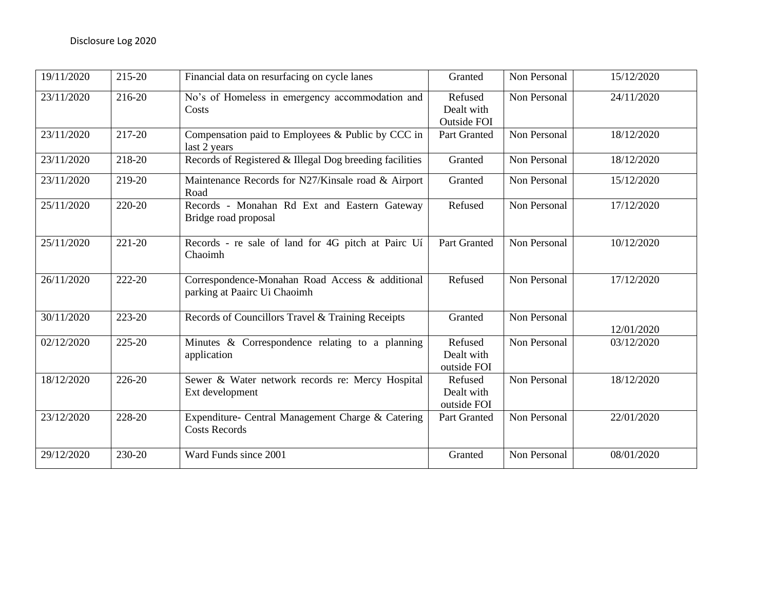Disclosure Log 2020

| | | | | | |
|---|---|---|---|---|---|
| 19/11/2020 | 215-20 | Financial data on resurfacing on cycle lanes | Granted | Non Personal | 15/12/2020 |
| 23/11/2020 | 216-20 | No's of Homeless in emergency accommodation and Costs | Refused Dealt with Outside FOI | Non Personal | 24/11/2020 |
| 23/11/2020 | 217-20 | Compensation paid to Employees & Public by CCC in last 2 years | Part Granted | Non Personal | 18/12/2020 |
| 23/11/2020 | 218-20 | Records of Registered & Illegal Dog breeding facilities | Granted | Non Personal | 18/12/2020 |
| 23/11/2020 | 219-20 | Maintenance Records for N27/Kinsale road & Airport Road | Granted | Non Personal | 15/12/2020 |
| 25/11/2020 | 220-20 | Records - Monahan Rd Ext and Eastern Gateway Bridge road proposal | Refused | Non Personal | 17/12/2020 |
| 25/11/2020 | 221-20 | Records - re sale of land for 4G pitch at Pairc Uí Chaoimh | Part Granted | Non Personal | 10/12/2020 |
| 26/11/2020 | 222-20 | Correspondence-Monahan Road Access & additional parking at Paairc Ui Chaoimh | Refused | Non Personal | 17/12/2020 |
| 30/11/2020 | 223-20 | Records of Councillors Travel & Training Receipts | Granted | Non Personal | 12/01/2020 |
| 02/12/2020 | 225-20 | Minutes & Correspondence relating to a planning application | Refused Dealt with outside FOI | Non Personal | 03/12/2020 |
| 18/12/2020 | 226-20 | Sewer & Water network records re: Mercy Hospital Ext development | Refused Dealt with outside FOI | Non Personal | 18/12/2020 |
| 23/12/2020 | 228-20 | Expenditure- Central Management Charge & Catering Costs Records | Part Granted | Non Personal | 22/01/2020 |
| 29/12/2020 | 230-20 | Ward Funds since 2001 | Granted | Non Personal | 08/01/2020 |